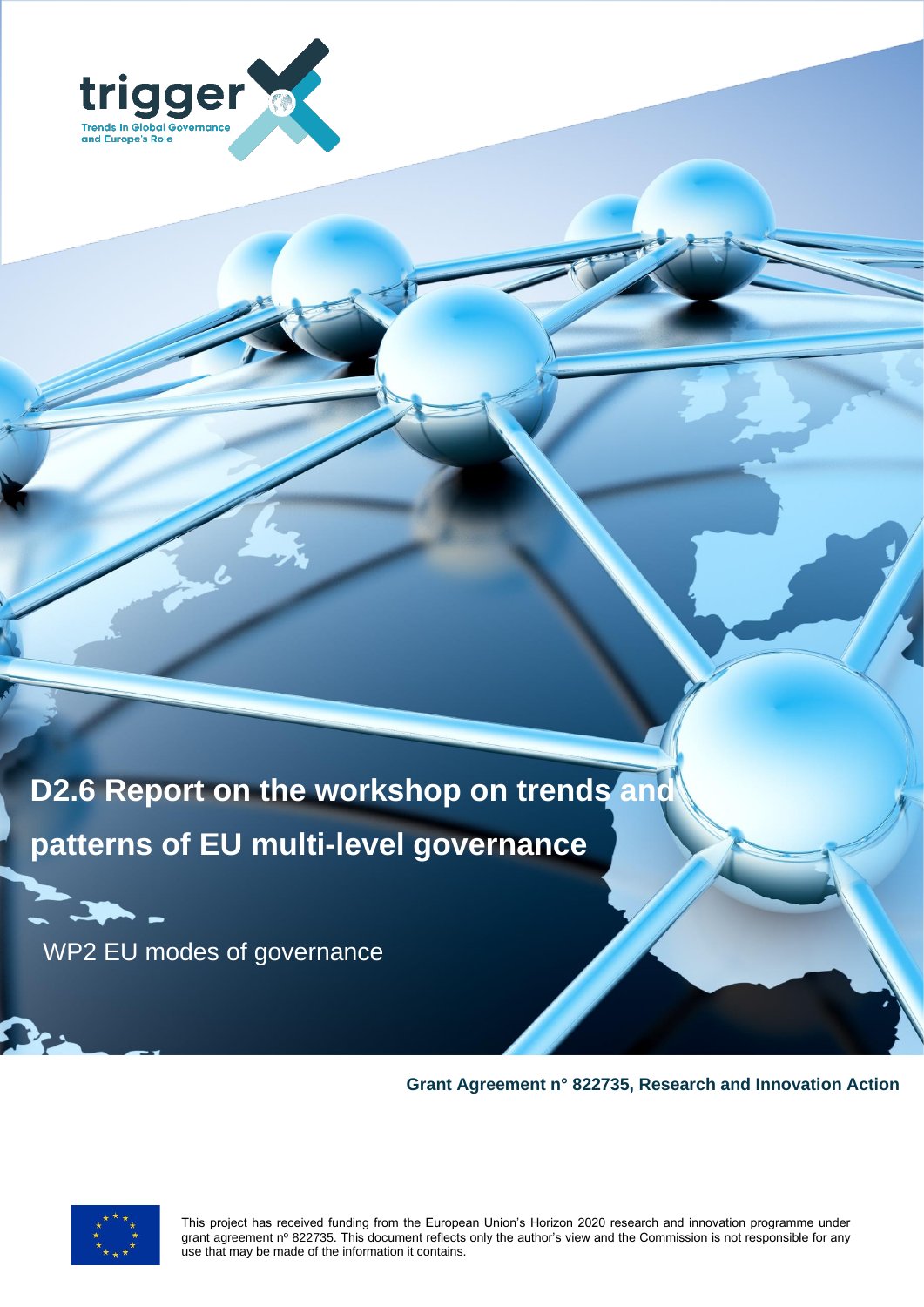trigger

Trends In Global Governance and Europe's Role

# D2.6 Report on the workshop on trends and patterns of EU multi-level governance

WP2 EU modes of governance

**Grant Agreement n° 822735, Research and Innovation Action**

This project has received funding from the European Union's Horizon 2020 research and innovation programme under grant agreement nº 822735. This document reflects only the author's view and the Commission is not responsible for any use that may be made of the information it contains.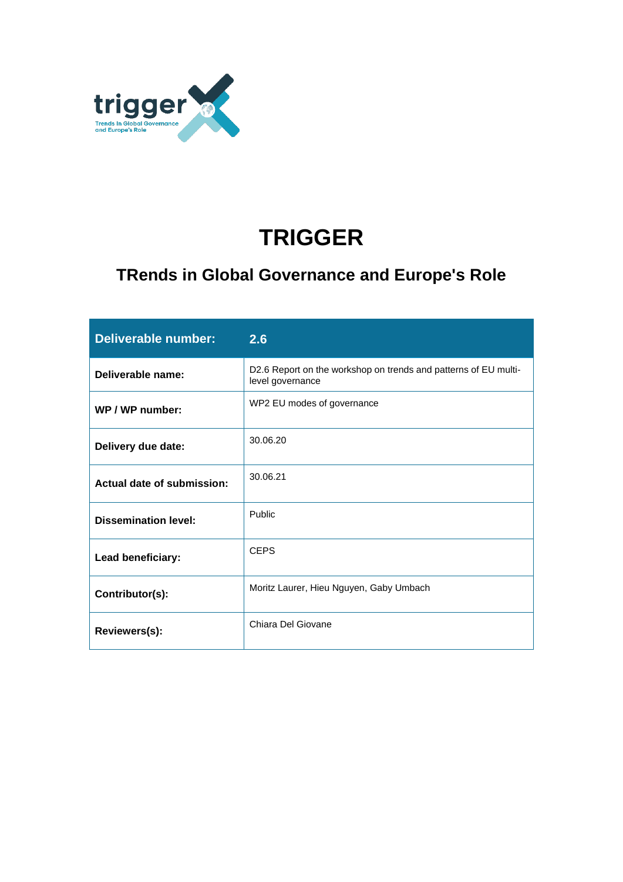# TRIGGER

## TRends in Global Governance and Europe's Role

| Deliverable number: | 2.6 |
|---|---|
| Deliverable name: | D2.6 Report on the workshop on trends and patterns of EU multi-level governance |
| WP / WP number: | WP2 EU modes of governance |
| Delivery due date: | 30.06.20 |
| Actual date of submission: | 30.06.21 |
| Dissemination level: | Public |
| Lead beneficiary: | CEPS |
| Contributor(s): | Moritz Laurer, Hieu Nguyen, Gaby Umbach |
| Reviewers(s): | Chiara Del Giovane |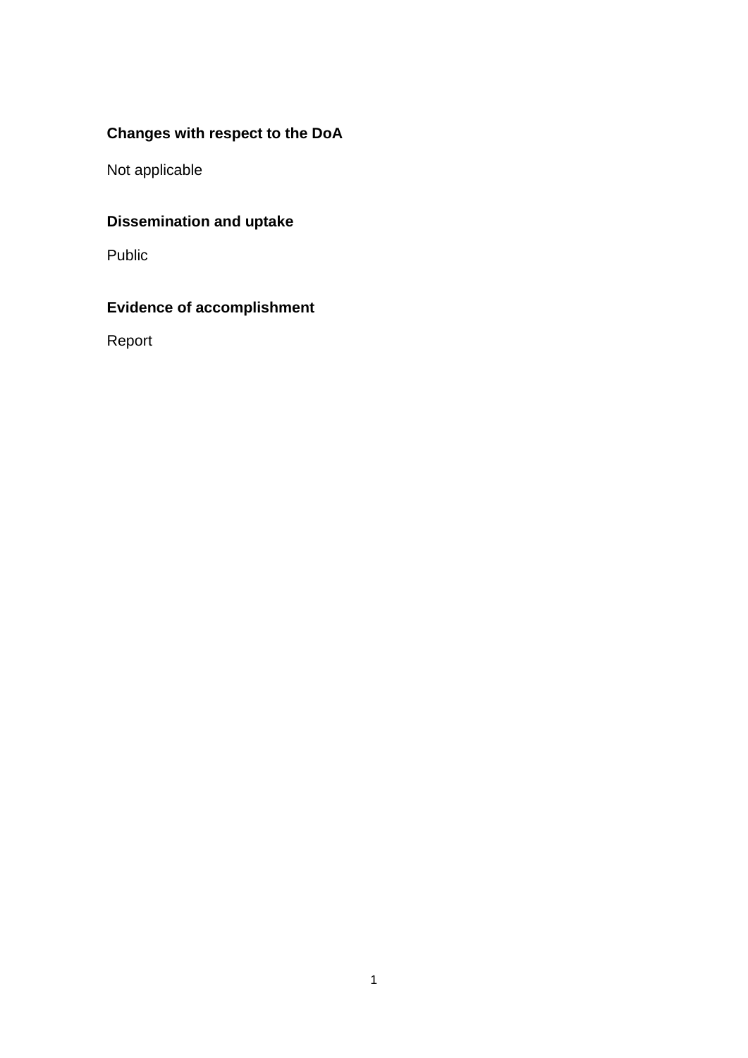**Changes with respect to the DoA**

Not applicable

**Dissemination and uptake**

Public

**Evidence of accomplishment**

Report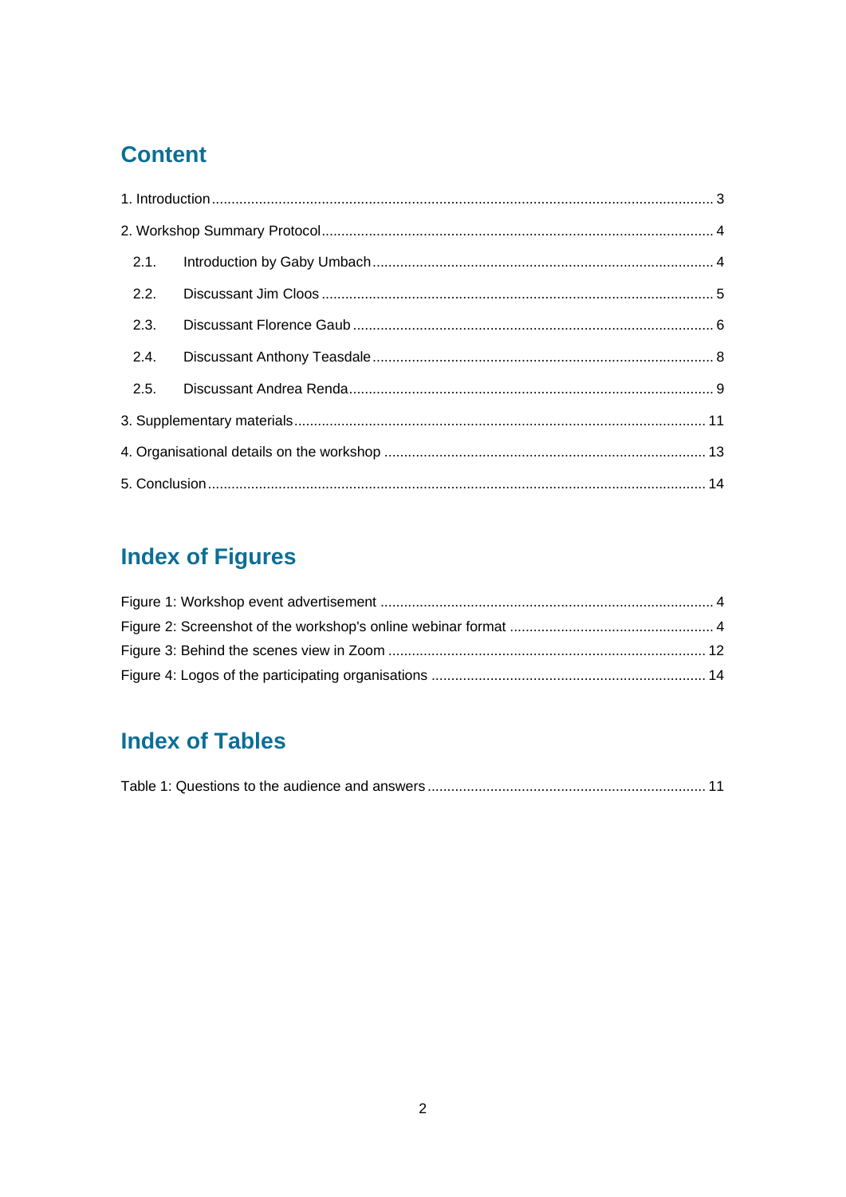## Content

1. Introduction ..... 3

2. Workshop Summary Protocol ..... 4

   2.1. Introduction by Gaby Umbach ..... 4

   2.2. Discussant Jim Cloos ..... 5

   2.3. Discussant Florence Gaub ..... 6

   2.4. Discussant Anthony Teasdale ..... 8

   2.5. Discussant Andrea Renda ..... 9

3. Supplementary materials ..... 11

4. Organisational details on the workshop ..... 13

5. Conclusion ..... 14

## Index of Figures

Figure 1: Workshop event advertisement ..... 4

Figure 2: Screenshot of the workshop's online webinar format ..... 4

Figure 3: Behind the scenes view in Zoom ..... 12

Figure 4: Logos of the participating organisations ..... 14

## Index of Tables

Table 1: Questions to the audience and answers ..... 11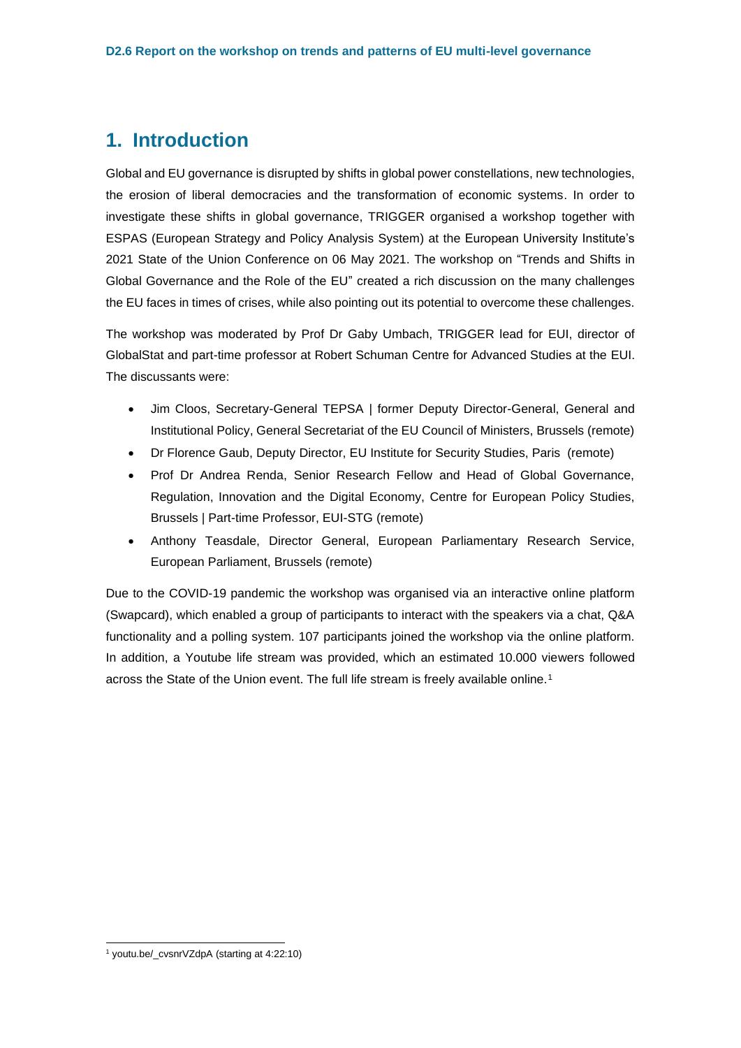# 1. Introduction

Global and EU governance is disrupted by shifts in global power constellations, new technologies, the erosion of liberal democracies and the transformation of economic systems. In order to investigate these shifts in global governance, TRIGGER organised a workshop together with ESPAS (European Strategy and Policy Analysis System) at the European University Institute's 2021 State of the Union Conference on 06 May 2021. The workshop on "Trends and Shifts in Global Governance and the Role of the EU" created a rich discussion on the many challenges the EU faces in times of crises, while also pointing out its potential to overcome these challenges.

The workshop was moderated by Prof Dr Gaby Umbach, TRIGGER lead for EUI, director of GlobalStat and part-time professor at Robert Schuman Centre for Advanced Studies at the EUI. The discussants were:

- Jim Cloos, Secretary-General TEPSA | former Deputy Director-General, General and Institutional Policy, General Secretariat of the EU Council of Ministers, Brussels (remote)
- Dr Florence Gaub, Deputy Director, EU Institute for Security Studies, Paris (remote)
- Prof Dr Andrea Renda, Senior Research Fellow and Head of Global Governance, Regulation, Innovation and the Digital Economy, Centre for European Policy Studies, Brussels | Part-time Professor, EUI-STG (remote)
- Anthony Teasdale, Director General, European Parliamentary Research Service, European Parliament, Brussels (remote)

Due to the COVID-19 pandemic the workshop was organised via an interactive online platform (Swapcard), which enabled a group of participants to interact with the speakers via a chat, Q&A functionality and a polling system. 107 participants joined the workshop via the online platform. In addition, a Youtube life stream was provided, which an estimated 10.000 viewers followed across the State of the Union event. The full life stream is freely available online.[1]

[1] youtu.be/_cvsnrVZdpA (starting at 4:22:10)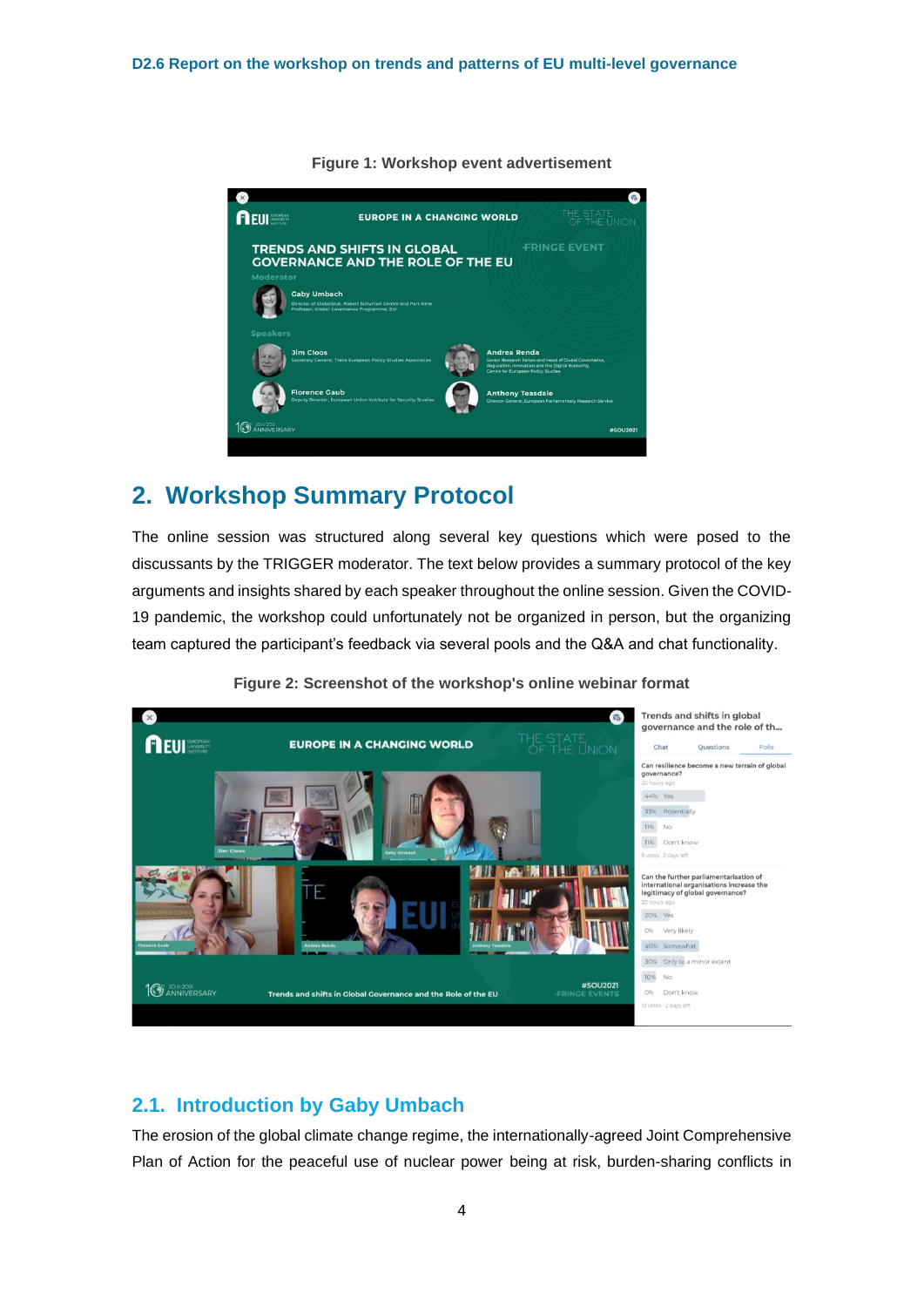Figure 1: Workshop event advertisement

## 2. Workshop Summary Protocol

The online session was structured along several key questions which were posed to the discussants by the TRIGGER moderator. The text below provides a summary protocol of the key arguments and insights shared by each speaker throughout the online session. Given the COVID-19 pandemic, the workshop could unfortunately not be organized in person, but the organizing team captured the participant's feedback via several pools and the Q&A and chat functionality.

Figure 2: Screenshot of the workshop's online webinar format

### 2.1. Introduction by Gaby Umbach

The erosion of the global climate change regime, the internationally-agreed Joint Comprehensive Plan of Action for the peaceful use of nuclear power being at risk, burden-sharing conflicts in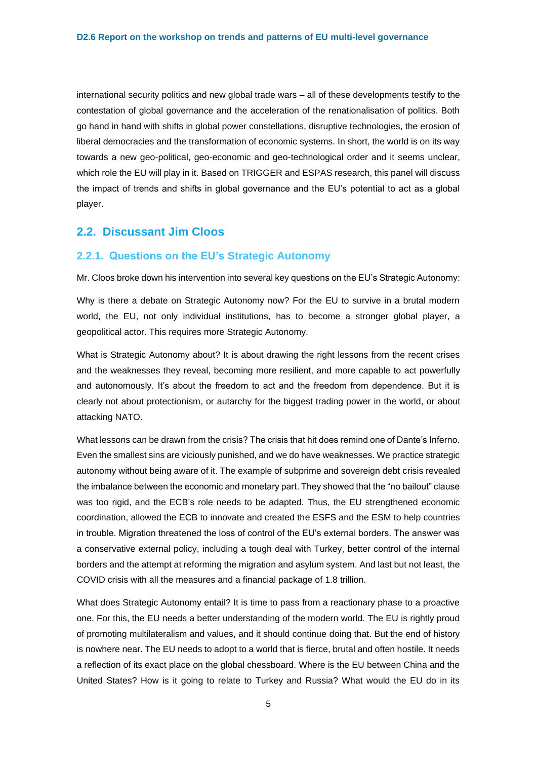international security politics and new global trade wars – all of these developments testify to the contestation of global governance and the acceleration of the renationalisation of politics. Both go hand in hand with shifts in global power constellations, disruptive technologies, the erosion of liberal democracies and the transformation of economic systems. In short, the world is on its way towards a new geo-political, geo-economic and geo-technological order and it seems unclear, which role the EU will play in it. Based on TRIGGER and ESPAS research, this panel will discuss the impact of trends and shifts in global governance and the EU's potential to act as a global player.

## 2.2. Discussant Jim Cloos

### 2.2.1. Questions on the EU's Strategic Autonomy

Mr. Cloos broke down his intervention into several key questions on the EU's Strategic Autonomy:

Why is there a debate on Strategic Autonomy now? For the EU to survive in a brutal modern world, the EU, not only individual institutions, has to become a stronger global player, a geopolitical actor. This requires more Strategic Autonomy.

What is Strategic Autonomy about? It is about drawing the right lessons from the recent crises and the weaknesses they reveal, becoming more resilient, and more capable to act powerfully and autonomously. It's about the freedom to act and the freedom from dependence. But it is clearly not about protectionism, or autarchy for the biggest trading power in the world, or about attacking NATO.

What lessons can be drawn from the crisis? The crisis that hit does remind one of Dante's Inferno. Even the smallest sins are viciously punished, and we do have weaknesses. We practice strategic autonomy without being aware of it. The example of subprime and sovereign debt crisis revealed the imbalance between the economic and monetary part. They showed that the "no bailout" clause was too rigid, and the ECB's role needs to be adapted. Thus, the EU strengthened economic coordination, allowed the ECB to innovate and created the ESFS and the ESM to help countries in trouble. Migration threatened the loss of control of the EU's external borders. The answer was a conservative external policy, including a tough deal with Turkey, better control of the internal borders and the attempt at reforming the migration and asylum system. And last but not least, the COVID crisis with all the measures and a financial package of 1.8 trillion.

What does Strategic Autonomy entail? It is time to pass from a reactionary phase to a proactive one. For this, the EU needs a better understanding of the modern world. The EU is rightly proud of promoting multilateralism and values, and it should continue doing that. But the end of history is nowhere near. The EU needs to adopt to a world that is fierce, brutal and often hostile. It needs a reflection of its exact place on the global chessboard. Where is the EU between China and the United States? How is it going to relate to Turkey and Russia? What would the EU do in its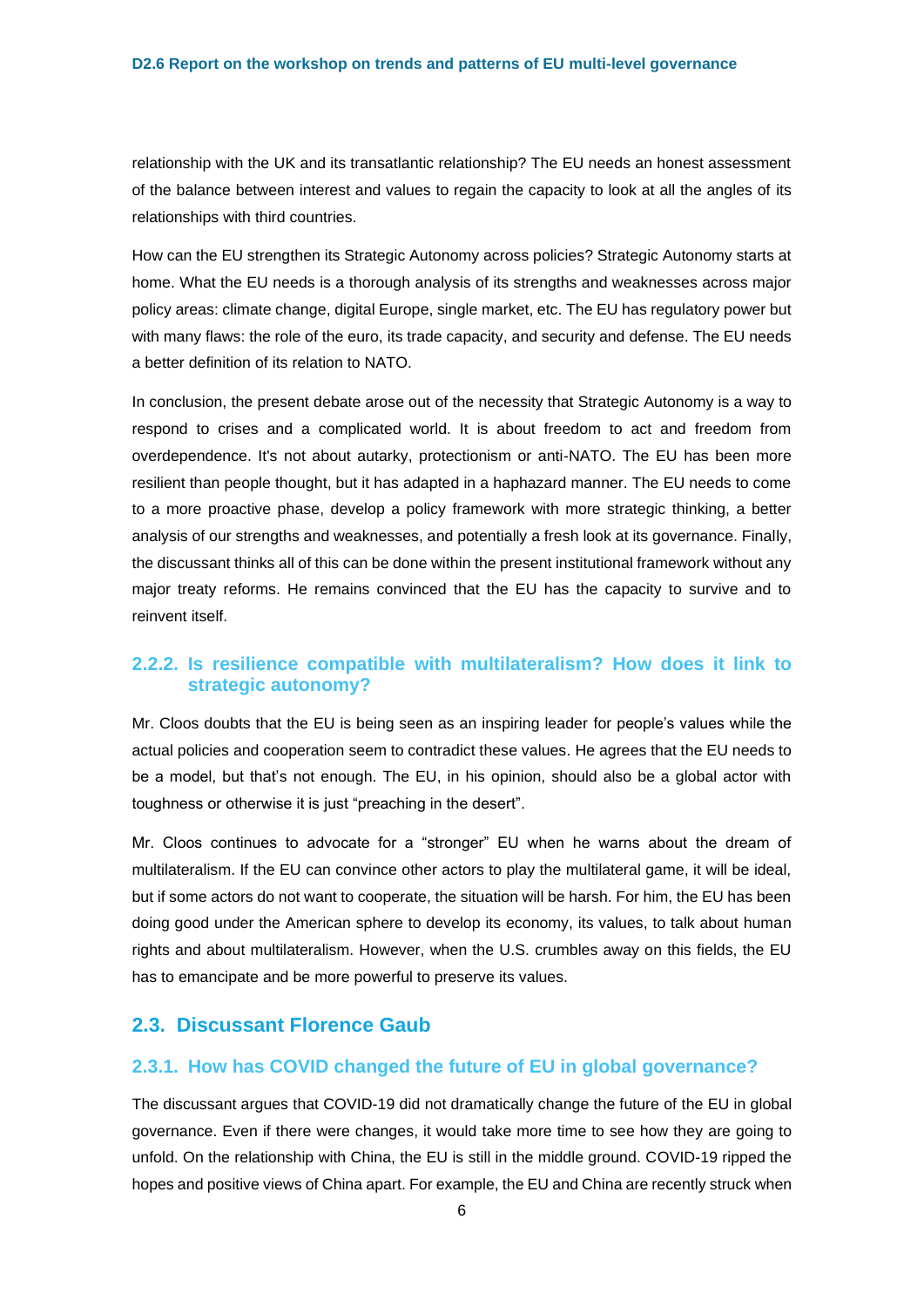relationship with the UK and its transatlantic relationship? The EU needs an honest assessment of the balance between interest and values to regain the capacity to look at all the angles of its relationships with third countries.

How can the EU strengthen its Strategic Autonomy across policies? Strategic Autonomy starts at home. What the EU needs is a thorough analysis of its strengths and weaknesses across major policy areas: climate change, digital Europe, single market, etc. The EU has regulatory power but with many flaws: the role of the euro, its trade capacity, and security and defense. The EU needs a better definition of its relation to NATO.

In conclusion, the present debate arose out of the necessity that Strategic Autonomy is a way to respond to crises and a complicated world. It is about freedom to act and freedom from overdependence. It's not about autarky, protectionism or anti-NATO. The EU has been more resilient than people thought, but it has adapted in a haphazard manner. The EU needs to come to a more proactive phase, develop a policy framework with more strategic thinking, a better analysis of our strengths and weaknesses, and potentially a fresh look at its governance. Finally, the discussant thinks all of this can be done within the present institutional framework without any major treaty reforms. He remains convinced that the EU has the capacity to survive and to reinvent itself.

### 2.2.2. Is resilience compatible with multilateralism? How does it link to strategic autonomy?

Mr. Cloos doubts that the EU is being seen as an inspiring leader for people's values while the actual policies and cooperation seem to contradict these values. He agrees that the EU needs to be a model, but that's not enough. The EU, in his opinion, should also be a global actor with toughness or otherwise it is just "preaching in the desert".

Mr. Cloos continues to advocate for a "stronger" EU when he warns about the dream of multilateralism. If the EU can convince other actors to play the multilateral game, it will be ideal, but if some actors do not want to cooperate, the situation will be harsh. For him, the EU has been doing good under the American sphere to develop its economy, its values, to talk about human rights and about multilateralism. However, when the U.S. crumbles away on this fields, the EU has to emancipate and be more powerful to preserve its values.

## 2.3. Discussant Florence Gaub

### 2.3.1. How has COVID changed the future of EU in global governance?

The discussant argues that COVID-19 did not dramatically change the future of the EU in global governance. Even if there were changes, it would take more time to see how they are going to unfold. On the relationship with China, the EU is still in the middle ground. COVID-19 ripped the hopes and positive views of China apart. For example, the EU and China are recently struck when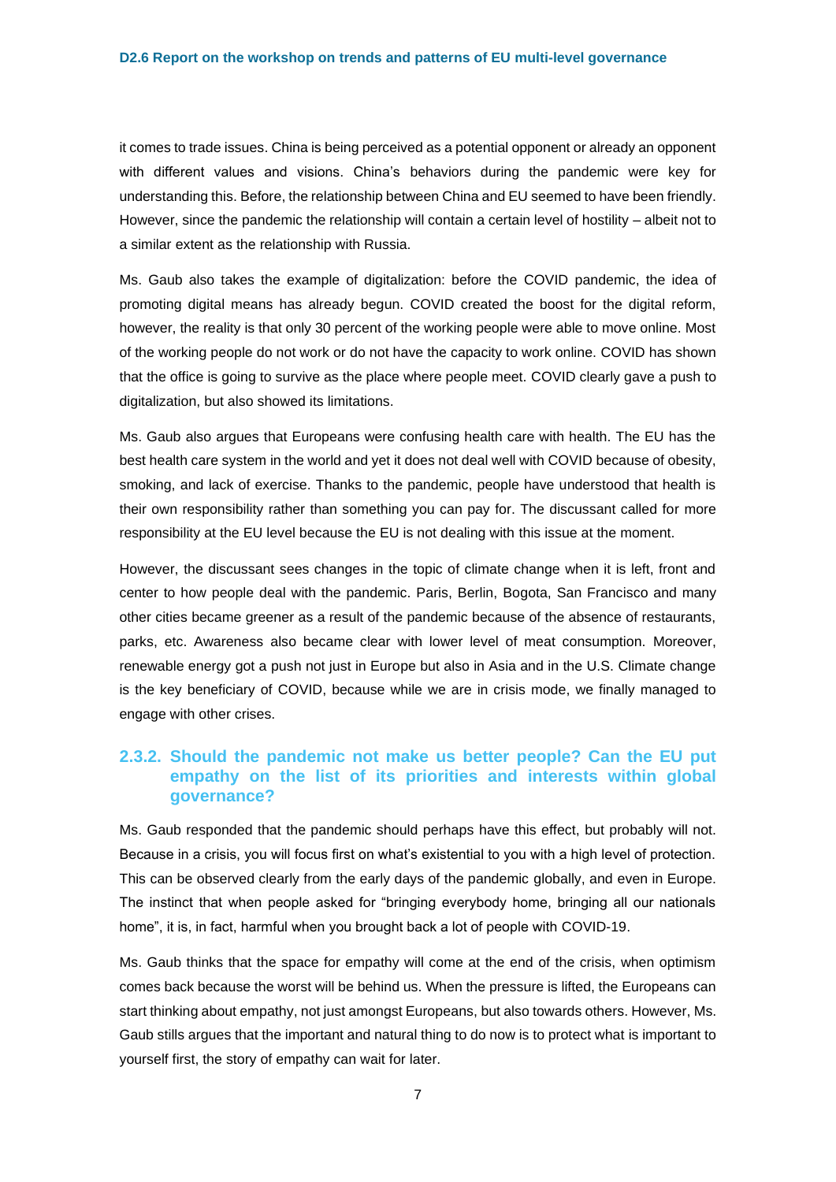it comes to trade issues. China is being perceived as a potential opponent or already an opponent with different values and visions. China's behaviors during the pandemic were key for understanding this. Before, the relationship between China and EU seemed to have been friendly. However, since the pandemic the relationship will contain a certain level of hostility – albeit not to a similar extent as the relationship with Russia.

Ms. Gaub also takes the example of digitalization: before the COVID pandemic, the idea of promoting digital means has already begun. COVID created the boost for the digital reform, however, the reality is that only 30 percent of the working people were able to move online. Most of the working people do not work or do not have the capacity to work online. COVID has shown that the office is going to survive as the place where people meet. COVID clearly gave a push to digitalization, but also showed its limitations.

Ms. Gaub also argues that Europeans were confusing health care with health. The EU has the best health care system in the world and yet it does not deal well with COVID because of obesity, smoking, and lack of exercise. Thanks to the pandemic, people have understood that health is their own responsibility rather than something you can pay for. The discussant called for more responsibility at the EU level because the EU is not dealing with this issue at the moment.

However, the discussant sees changes in the topic of climate change when it is left, front and center to how people deal with the pandemic. Paris, Berlin, Bogota, San Francisco and many other cities became greener as a result of the pandemic because of the absence of restaurants, parks, etc. Awareness also became clear with lower level of meat consumption. Moreover, renewable energy got a push not just in Europe but also in Asia and in the U.S. Climate change is the key beneficiary of COVID, because while we are in crisis mode, we finally managed to engage with other crises.

### 2.3.2. Should the pandemic not make us better people? Can the EU put empathy on the list of its priorities and interests within global governance?

Ms. Gaub responded that the pandemic should perhaps have this effect, but probably will not. Because in a crisis, you will focus first on what's existential to you with a high level of protection. This can be observed clearly from the early days of the pandemic globally, and even in Europe. The instinct that when people asked for "bringing everybody home, bringing all our nationals home", it is, in fact, harmful when you brought back a lot of people with COVID-19.

Ms. Gaub thinks that the space for empathy will come at the end of the crisis, when optimism comes back because the worst will be behind us. When the pressure is lifted, the Europeans can start thinking about empathy, not just amongst Europeans, but also towards others. However, Ms. Gaub stills argues that the important and natural thing to do now is to protect what is important to yourself first, the story of empathy can wait for later.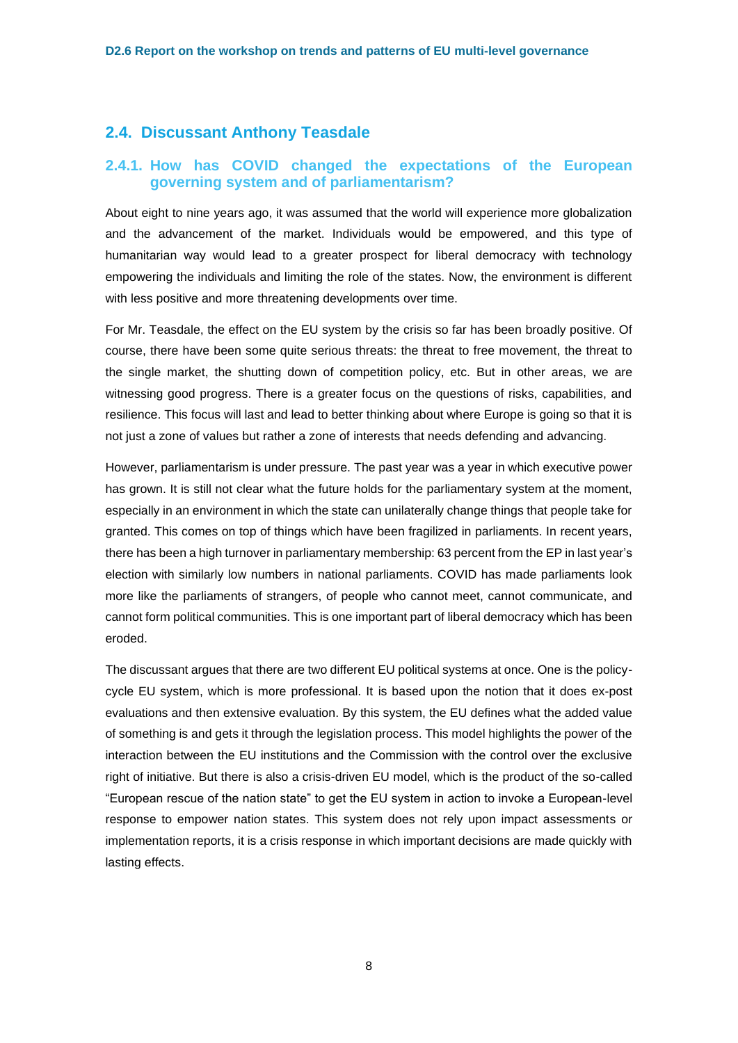## 2.4. Discussant Anthony Teasdale

### 2.4.1. How has COVID changed the expectations of the European governing system and of parliamentarism?

About eight to nine years ago, it was assumed that the world will experience more globalization and the advancement of the market. Individuals would be empowered, and this type of humanitarian way would lead to a greater prospect for liberal democracy with technology empowering the individuals and limiting the role of the states. Now, the environment is different with less positive and more threatening developments over time.

For Mr. Teasdale, the effect on the EU system by the crisis so far has been broadly positive. Of course, there have been some quite serious threats: the threat to free movement, the threat to the single market, the shutting down of competition policy, etc. But in other areas, we are witnessing good progress. There is a greater focus on the questions of risks, capabilities, and resilience. This focus will last and lead to better thinking about where Europe is going so that it is not just a zone of values but rather a zone of interests that needs defending and advancing.

However, parliamentarism is under pressure. The past year was a year in which executive power has grown. It is still not clear what the future holds for the parliamentary system at the moment, especially in an environment in which the state can unilaterally change things that people take for granted. This comes on top of things which have been fragilized in parliaments. In recent years, there has been a high turnover in parliamentary membership: 63 percent from the EP in last year's election with similarly low numbers in national parliaments. COVID has made parliaments look more like the parliaments of strangers, of people who cannot meet, cannot communicate, and cannot form political communities. This is one important part of liberal democracy which has been eroded.

The discussant argues that there are two different EU political systems at once. One is the policy-cycle EU system, which is more professional. It is based upon the notion that it does ex-post evaluations and then extensive evaluation. By this system, the EU defines what the added value of something is and gets it through the legislation process. This model highlights the power of the interaction between the EU institutions and the Commission with the control over the exclusive right of initiative. But there is also a crisis-driven EU model, which is the product of the so-called "European rescue of the nation state" to get the EU system in action to invoke a European-level response to empower nation states. This system does not rely upon impact assessments or implementation reports, it is a crisis response in which important decisions are made quickly with lasting effects.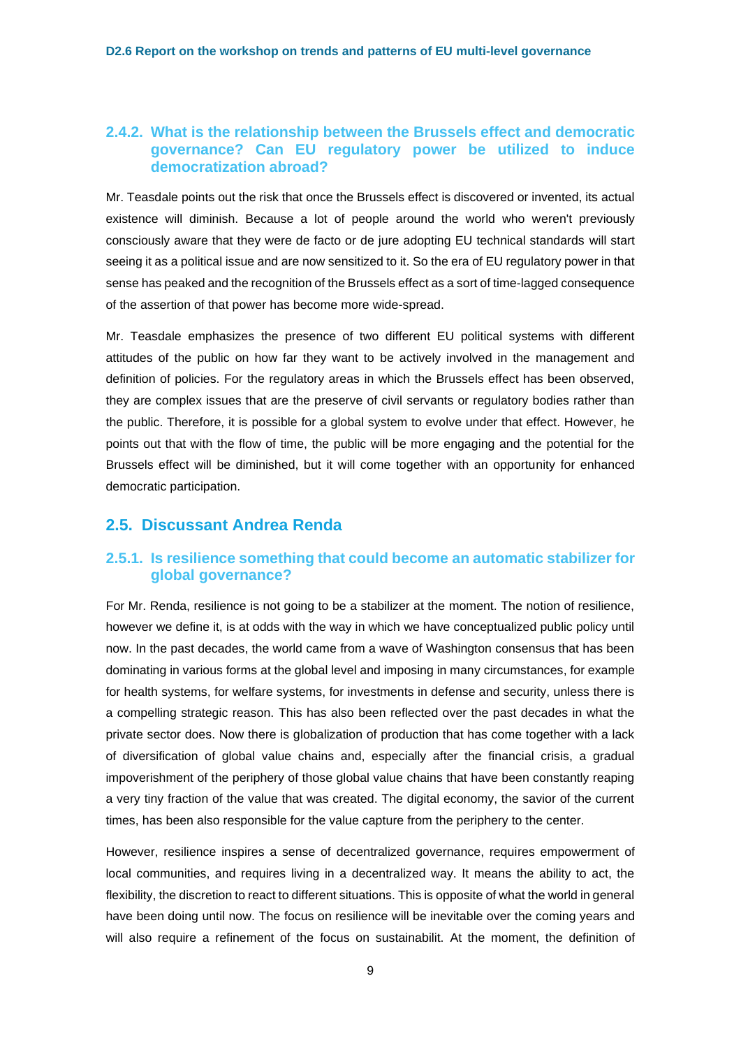### 2.4.2. What is the relationship between the Brussels effect and democratic governance? Can EU regulatory power be utilized to induce democratization abroad?

Mr. Teasdale points out the risk that once the Brussels effect is discovered or invented, its actual existence will diminish. Because a lot of people around the world who weren't previously consciously aware that they were de facto or de jure adopting EU technical standards will start seeing it as a political issue and are now sensitized to it. So the era of EU regulatory power in that sense has peaked and the recognition of the Brussels effect as a sort of time-lagged consequence of the assertion of that power has become more wide-spread.

Mr. Teasdale emphasizes the presence of two different EU political systems with different attitudes of the public on how far they want to be actively involved in the management and definition of policies. For the regulatory areas in which the Brussels effect has been observed, they are complex issues that are the preserve of civil servants or regulatory bodies rather than the public. Therefore, it is possible for a global system to evolve under that effect. However, he points out that with the flow of time, the public will be more engaging and the potential for the Brussels effect will be diminished, but it will come together with an opportunity for enhanced democratic participation.

## 2.5. Discussant Andrea Renda

### 2.5.1. Is resilience something that could become an automatic stabilizer for global governance?

For Mr. Renda, resilience is not going to be a stabilizer at the moment. The notion of resilience, however we define it, is at odds with the way in which we have conceptualized public policy until now. In the past decades, the world came from a wave of Washington consensus that has been dominating in various forms at the global level and imposing in many circumstances, for example for health systems, for welfare systems, for investments in defense and security, unless there is a compelling strategic reason. This has also been reflected over the past decades in what the private sector does. Now there is globalization of production that has come together with a lack of diversification of global value chains and, especially after the financial crisis, a gradual impoverishment of the periphery of those global value chains that have been constantly reaping a very tiny fraction of the value that was created. The digital economy, the savior of the current times, has been also responsible for the value capture from the periphery to the center.

However, resilience inspires a sense of decentralized governance, requires empowerment of local communities, and requires living in a decentralized way. It means the ability to act, the flexibility, the discretion to react to different situations. This is opposite of what the world in general have been doing until now. The focus on resilience will be inevitable over the coming years and will also require a refinement of the focus on sustainabilit. At the moment, the definition of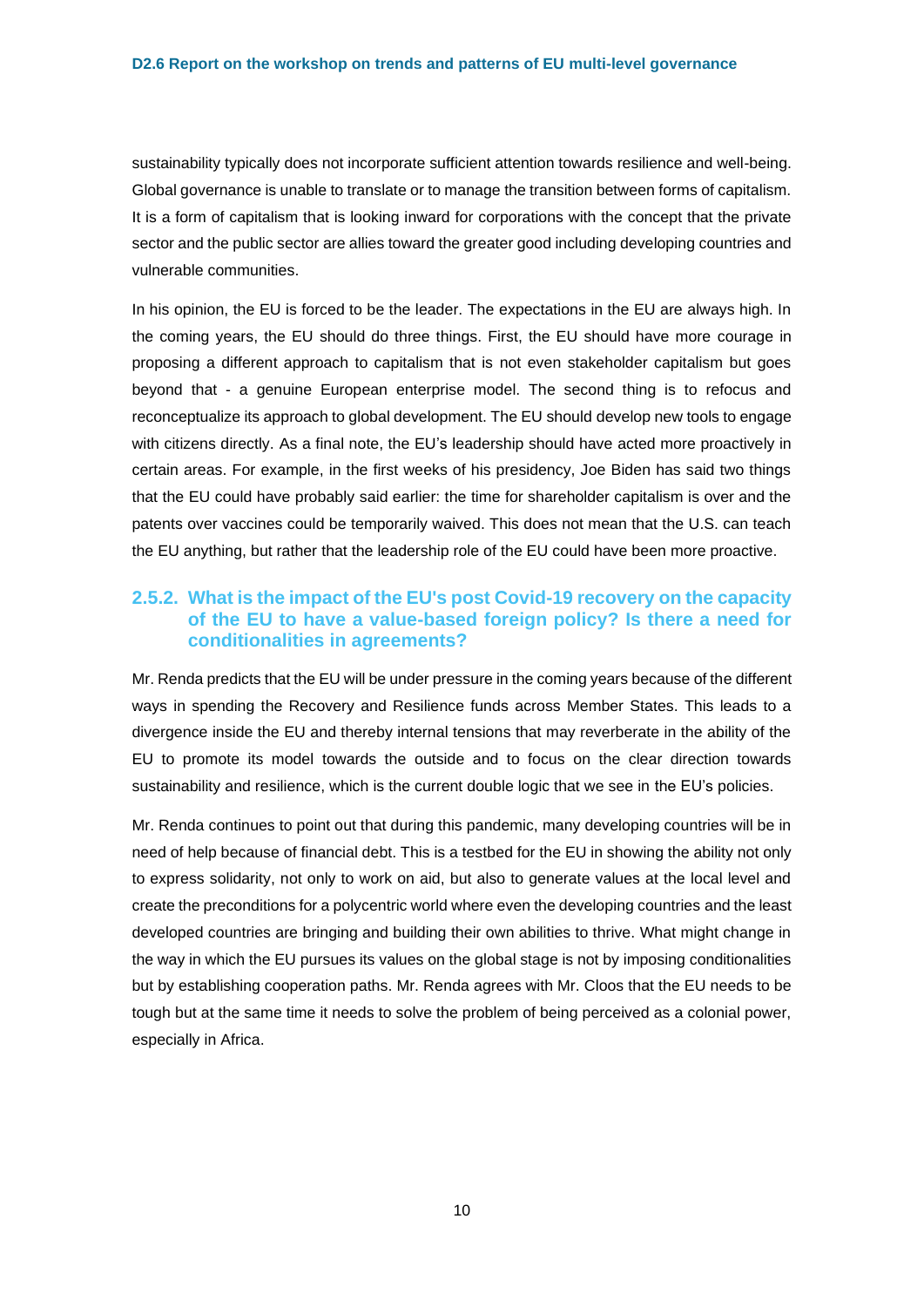sustainability typically does not incorporate sufficient attention towards resilience and well-being. Global governance is unable to translate or to manage the transition between forms of capitalism. It is a form of capitalism that is looking inward for corporations with the concept that the private sector and the public sector are allies toward the greater good including developing countries and vulnerable communities.

In his opinion, the EU is forced to be the leader. The expectations in the EU are always high. In the coming years, the EU should do three things. First, the EU should have more courage in proposing a different approach to capitalism that is not even stakeholder capitalism but goes beyond that - a genuine European enterprise model. The second thing is to refocus and reconceptualize its approach to global development. The EU should develop new tools to engage with citizens directly. As a final note, the EU's leadership should have acted more proactively in certain areas. For example, in the first weeks of his presidency, Joe Biden has said two things that the EU could have probably said earlier: the time for shareholder capitalism is over and the patents over vaccines could be temporarily waived. This does not mean that the U.S. can teach the EU anything, but rather that the leadership role of the EU could have been more proactive.

### 2.5.2. What is the impact of the EU's post Covid-19 recovery on the capacity of the EU to have a value-based foreign policy? Is there a need for conditionalities in agreements?

Mr. Renda predicts that the EU will be under pressure in the coming years because of the different ways in spending the Recovery and Resilience funds across Member States. This leads to a divergence inside the EU and thereby internal tensions that may reverberate in the ability of the EU to promote its model towards the outside and to focus on the clear direction towards sustainability and resilience, which is the current double logic that we see in the EU's policies.

Mr. Renda continues to point out that during this pandemic, many developing countries will be in need of help because of financial debt. This is a testbed for the EU in showing the ability not only to express solidarity, not only to work on aid, but also to generate values at the local level and create the preconditions for a polycentric world where even the developing countries and the least developed countries are bringing and building their own abilities to thrive. What might change in the way in which the EU pursues its values on the global stage is not by imposing conditionalities but by establishing cooperation paths. Mr. Renda agrees with Mr. Cloos that the EU needs to be tough but at the same time it needs to solve the problem of being perceived as a colonial power, especially in Africa.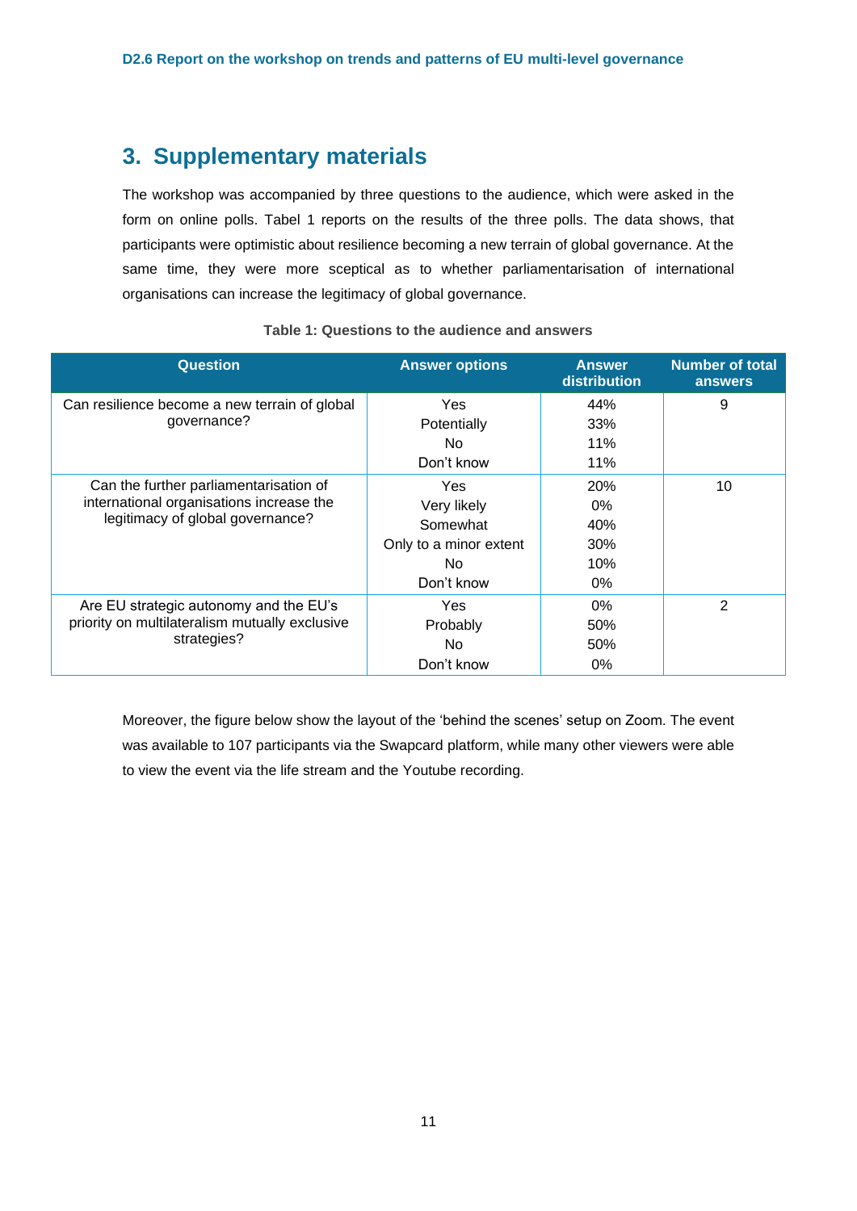## 3. Supplementary materials

The workshop was accompanied by three questions to the audience, which were asked in the form on online polls. Tabel 1 reports on the results of the three polls. The data shows, that participants were optimistic about resilience becoming a new terrain of global governance. At the same time, they were more sceptical as to whether parliamentarisation of international organisations can increase the legitimacy of global governance.

**Table 1: Questions to the audience and answers**

| Question | Answer options | Answer distribution | Number of total answers |
|---|---|---|---|
| Can resilience become a new terrain of global governance? | Yes | 44% | 9 |
| | Potentially | 33% | |
| | No | 11% | |
| | Don't know | 11% | |
| Can the further parliamentarisation of international organisations increase the legitimacy of global governance? | Yes | 20% | 10 |
| | Very likely | 0% | |
| | Somewhat | 40% | |
| | Only to a minor extent | 30% | |
| | No | 10% | |
| | Don't know | 0% | |
| Are EU strategic autonomy and the EU's priority on multilateralism mutually exclusive strategies? | Yes | 0% | 2 |
| | Probably | 50% | |
| | No | 50% | |
| | Don't know | 0% | |

Moreover, the figure below show the layout of the 'behind the scenes' setup on Zoom. The event was available to 107 participants via the Swapcard platform, while many other viewers were able to view the event via the life stream and the Youtube recording.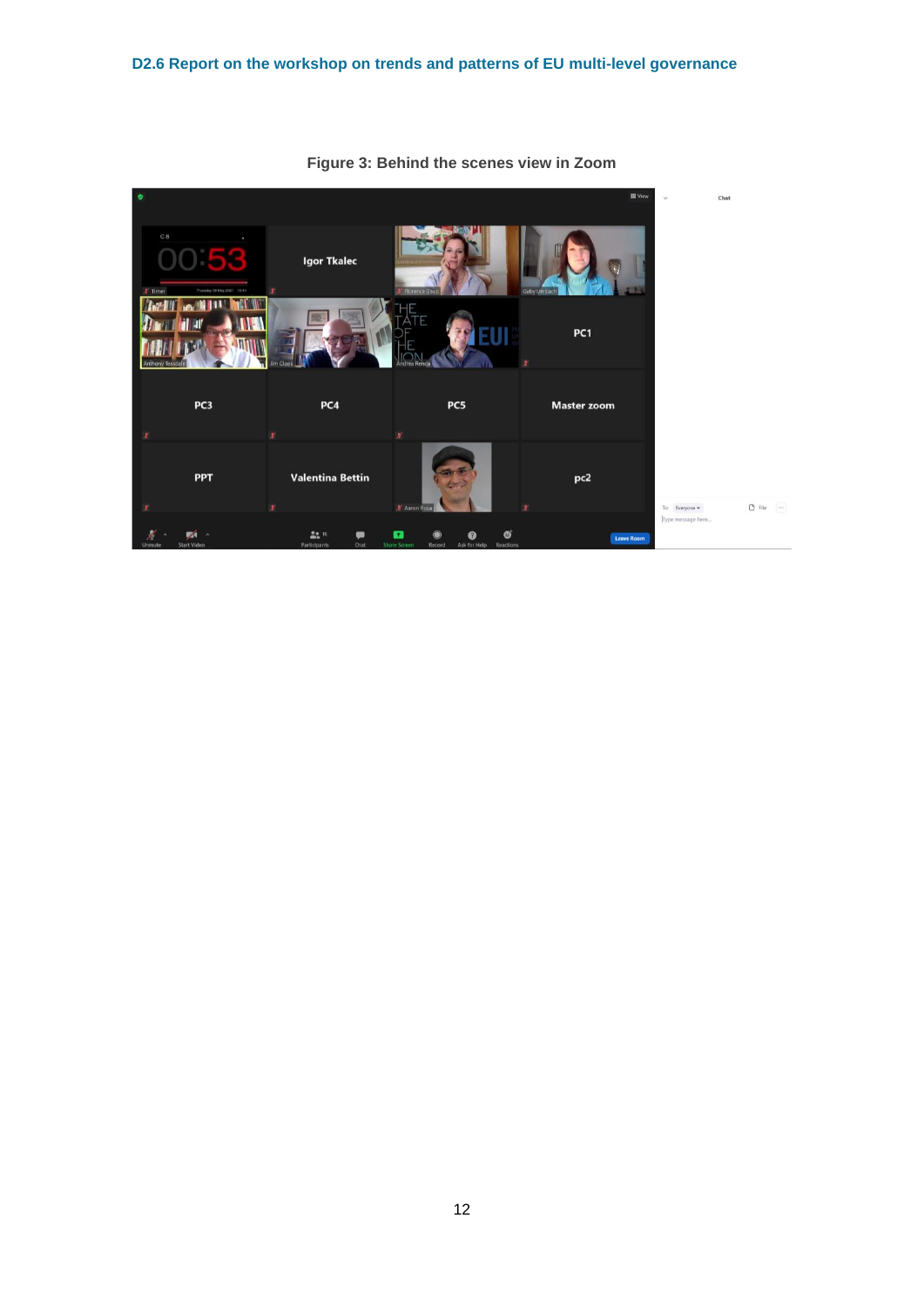Figure 3: Behind the scenes view in Zoom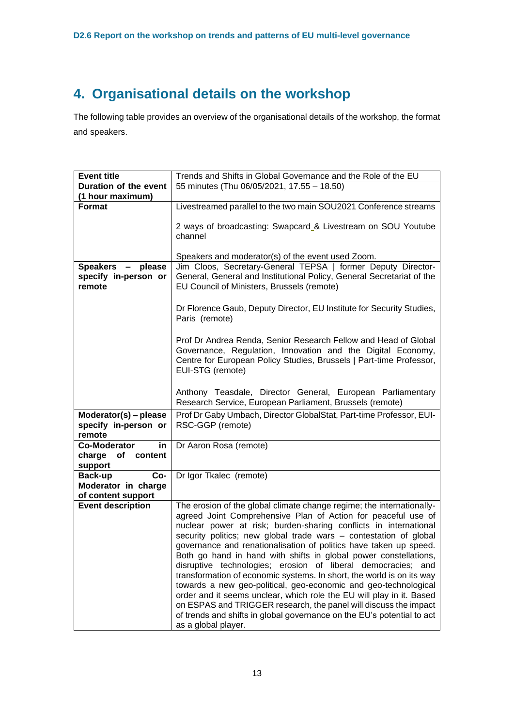# 4. Organisational details on the workshop

The following table provides an overview of the organisational details of the workshop, the format and speakers.

| **Event title** | Trends and Shifts in Global Governance and the Role of the EU |
|---|---|
| **Duration of the event (1 hour maximum)** | 55 minutes (Thu 06/05/2021, 17.55 – 18.50) |
| **Format** | Livestreamed parallel to the two main SOU2021 Conference streams<br><br>2 ways of broadcasting: Swapcard & Livestream on SOU Youtube channel<br><br>Speakers and moderator(s) of the event used Zoom. |
| **Speakers – please specify in-person or remote** | Jim Cloos, Secretary-General TEPSA \| former Deputy Director-General, General and Institutional Policy, General Secretariat of the EU Council of Ministers, Brussels (remote)<br><br>Dr Florence Gaub, Deputy Director, EU Institute for Security Studies, Paris (remote)<br><br>Prof Dr Andrea Renda, Senior Research Fellow and Head of Global Governance, Regulation, Innovation and the Digital Economy, Centre for European Policy Studies, Brussels \| Part-time Professor, EUI-STG (remote)<br><br>Anthony Teasdale, Director General, European Parliamentary Research Service, European Parliament, Brussels (remote) |
| **Moderator(s) – please specify in-person or remote** | Prof Dr Gaby Umbach, Director GlobalStat, Part-time Professor, EUI-RSC-GGP (remote) |
| **Co-Moderator in charge of content support** | Dr Aaron Rosa (remote) |
| **Back-up Co-Moderator in charge of content support** | Dr Igor Tkalec (remote) |
| **Event description** | The erosion of the global climate change regime; the internationally-agreed Joint Comprehensive Plan of Action for peaceful use of nuclear power at risk; burden-sharing conflicts in international security politics; new global trade wars – contestation of global governance and renationalisation of politics have taken up speed. Both go hand in hand with shifts in global power constellations, disruptive technologies; erosion of liberal democracies; and transformation of economic systems. In short, the world is on its way towards a new geo-political, geo-economic and geo-technological order and it seems unclear, which role the EU will play in it. Based on ESPAS and TRIGGER research, the panel will discuss the impact of trends and shifts in global governance on the EU's potential to act as a global player. |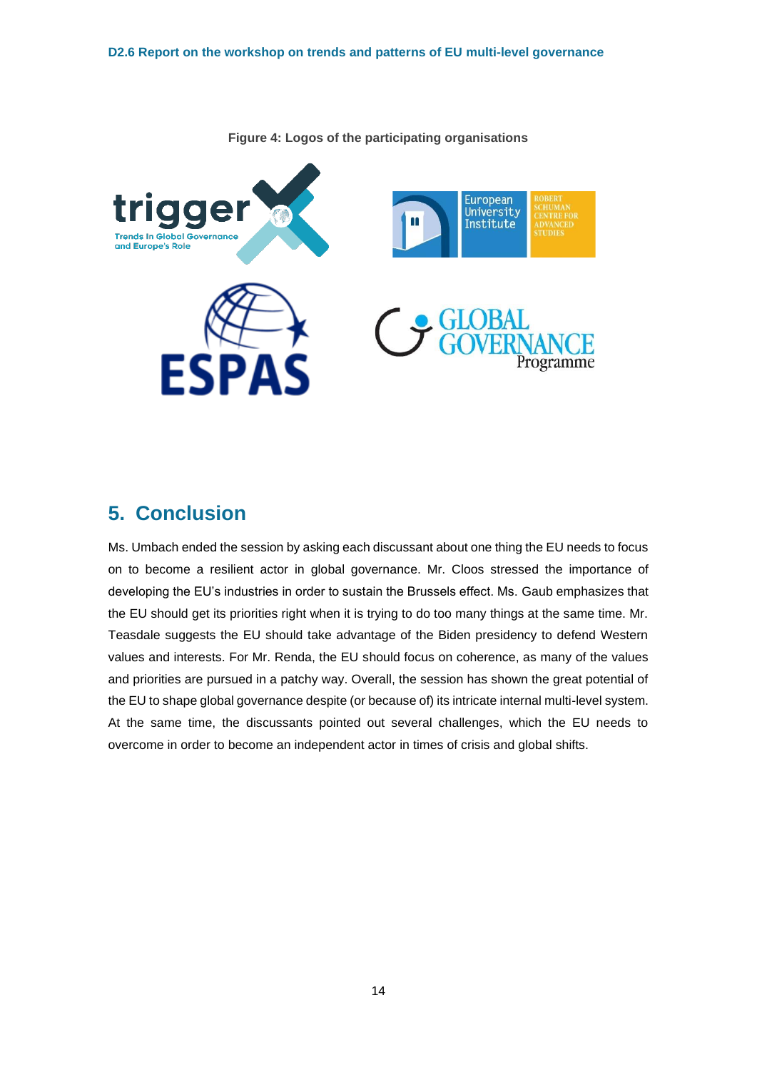Figure 4: Logos of the participating organisations

## 5. Conclusion

Ms. Umbach ended the session by asking each discussant about one thing the EU needs to focus on to become a resilient actor in global governance. Mr. Cloos stressed the importance of developing the EU's industries in order to sustain the Brussels effect. Ms. Gaub emphasizes that the EU should get its priorities right when it is trying to do too many things at the same time. Mr. Teasdale suggests the EU should take advantage of the Biden presidency to defend Western values and interests. For Mr. Renda, the EU should focus on coherence, as many of the values and priorities are pursued in a patchy way. Overall, the session has shown the great potential of the EU to shape global governance despite (or because of) its intricate internal multi-level system. At the same time, the discussants pointed out several challenges, which the EU needs to overcome in order to become an independent actor in times of crisis and global shifts.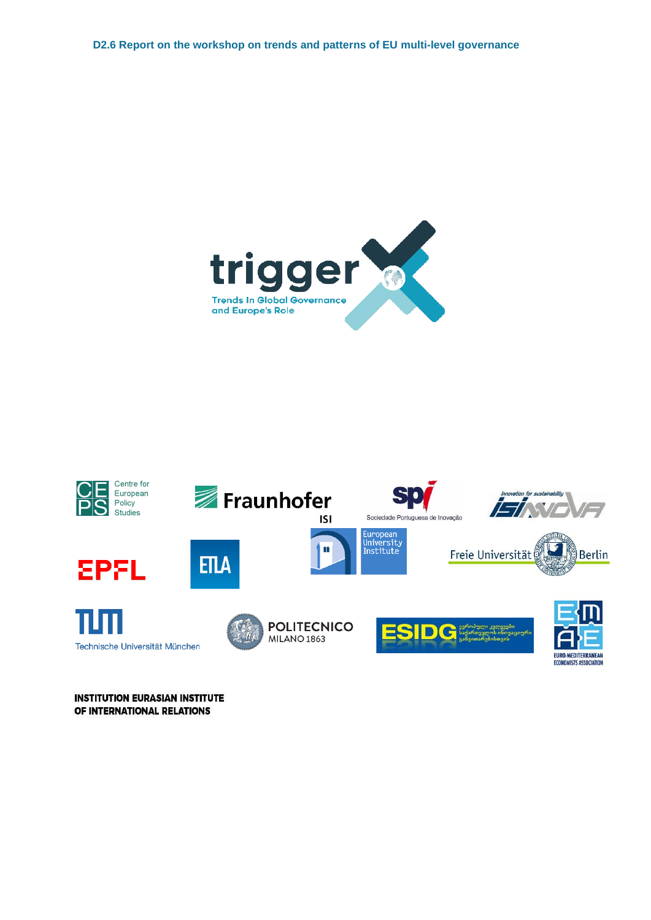trigger

Trends In Global Governance and Europe's Role

Centre for European Policy Studies

Fraunhofer ISI

Sociedade Portuguesa de Inovação

Innovation for sustainability ISINNOVA

EPFL

ETLA

European University Institute

Freie Universität Berlin

Technische Universität München

POLITECNICO MILANO 1863

ESIDG

EURO-MEDITERRANEAN ECONOMISTS ASSOCIATION

INSTITUTION EURASIAN INSTITUTE OF INTERNATIONAL RELATIONS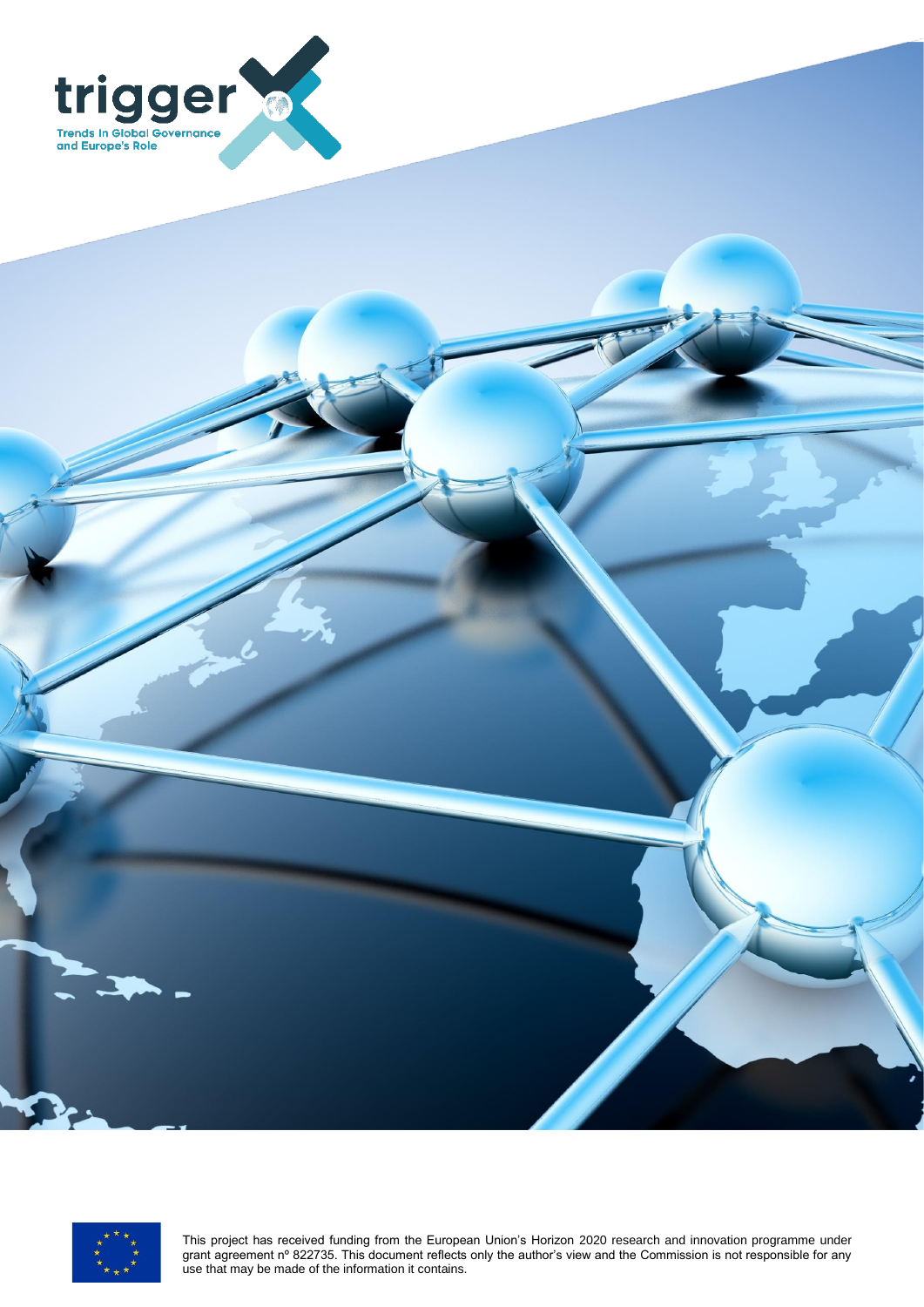trigger

Trends In Global Governance and Europe's Role

This project has received funding from the European Union's Horizon 2020 research and innovation programme under grant agreement nº 822735. This document reflects only the author's view and the Commission is not responsible for any use that may be made of the information it contains.